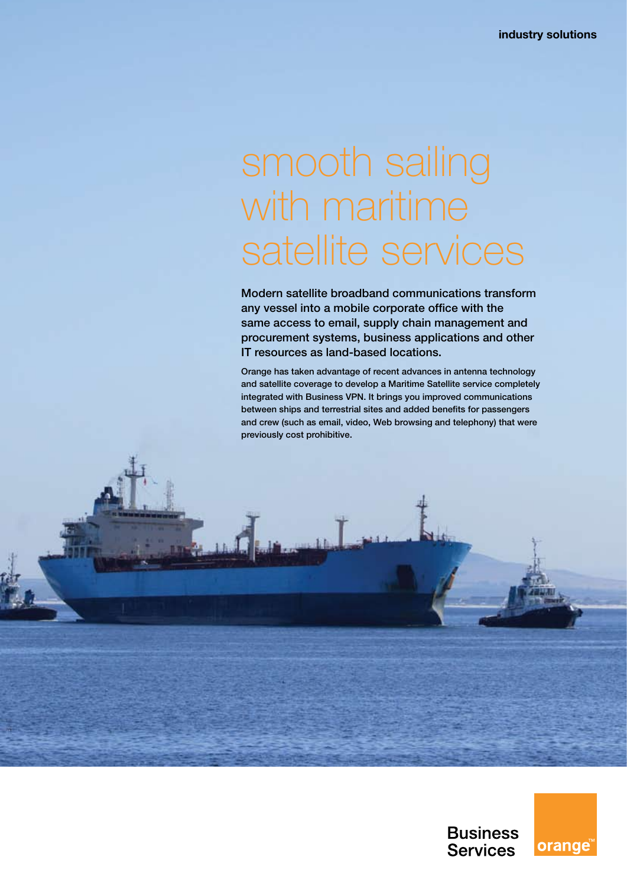industry solutions

# smooth sailing with maritime satellite services

**Modern satellite broadband communications transform any vessel into a mobile corporate office with the same access to email, supply chain management and procurement systems, business applications and other IT resources as land-based locations.**

Orange has taken advantage of recent advances in antenna technology and satellite coverage to develop a Maritime Satellite service completely integrated with Business VPN. It brings you improved communications between ships and terrestrial sites and added benefits for passengers and crew (such as email, video, Web browsing and telephony) that were previously cost prohibitive.

Business Services

orange™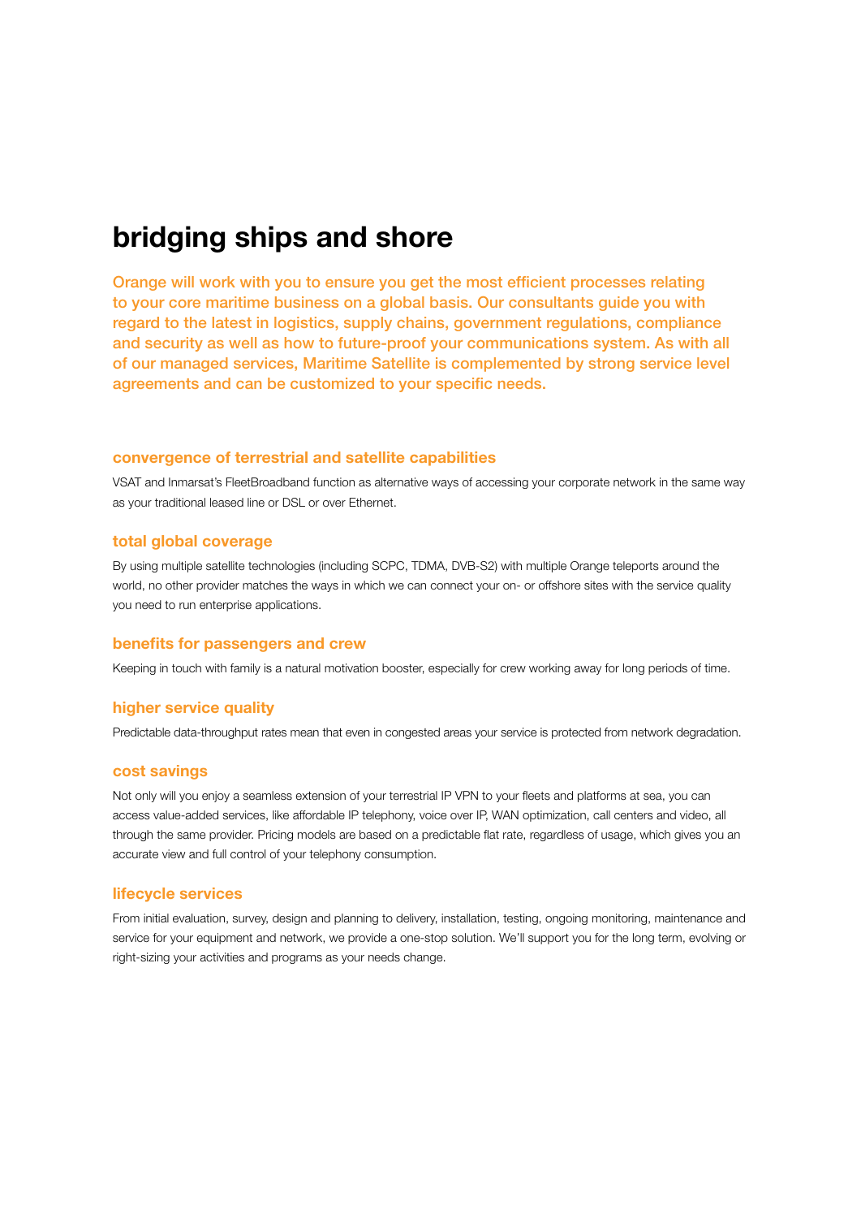# bridging ships and shore

Orange will work with you to ensure you get the most efficient processes relating to your core maritime business on a global basis. Our consultants guide you with regard to the latest in logistics, supply chains, government regulations, compliance and security as well as how to future-proof your communications system. As with all of our managed services, Maritime Satellite is complemented by strong service level agreements and can be customized to your specific needs.

### convergence of terrestrial and satellite capabilities

VSAT and Inmarsat's FleetBroadband function as alternative ways of accessing your corporate network in the same way as your traditional leased line or DSL or over Ethernet.

### total global coverage

By using multiple satellite technologies (including SCPC, TDMA, DVB-S2) with multiple Orange teleports around the world, no other provider matches the ways in which we can connect your on- or offshore sites with the service quality you need to run enterprise applications.

### benefits for passengers and crew

Keeping in touch with family is a natural motivation booster, especially for crew working away for long periods of time.

### higher service quality

Predictable data-throughput rates mean that even in congested areas your service is protected from network degradation.

### cost savings

Not only will you enjoy a seamless extension of your terrestrial IP VPN to your fleets and platforms at sea, you can access value-added services, like affordable IP telephony, voice over IP, WAN optimization, call centers and video, all through the same provider. Pricing models are based on a predictable flat rate, regardless of usage, which gives you an accurate view and full control of your telephony consumption.

### lifecycle services

From initial evaluation, survey, design and planning to delivery, installation, testing, ongoing monitoring, maintenance and service for your equipment and network, we provide a one-stop solution. We'll support you for the long term, evolving or right-sizing your activities and programs as your needs change.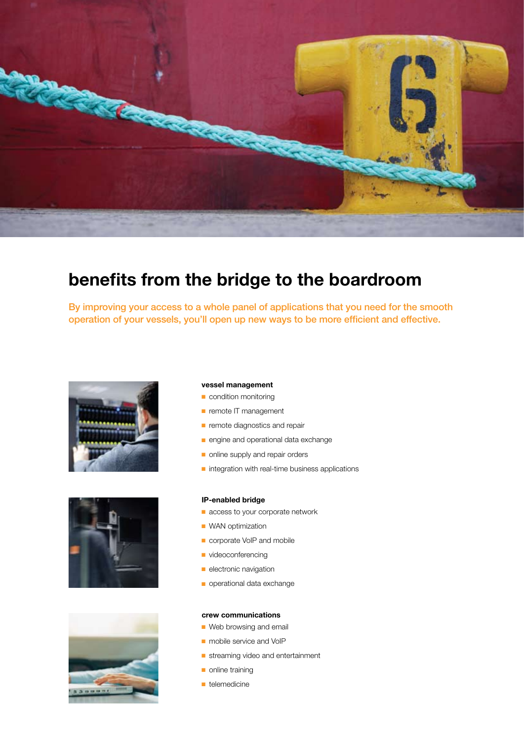# benefits from the bridge to the boardroom

By improving your access to a whole panel of applications that you need for the smooth operation of your vessels, you'll open up new ways to be more efficient and effective.

**vessel management**

- condition monitoring
- remote IT management
- remote diagnostics and repair
- engine and operational data exchange
- online supply and repair orders
- integration with real-time business applications

**IP-enabled bridge**

- access to your corporate network
- WAN optimization
- corporate VoIP and mobile
- videoconferencing
- electronic navigation
- operational data exchange

**crew communications**

- Web browsing and email
- mobile service and VoIP
- streaming video and entertainment
- online training
- telemedicine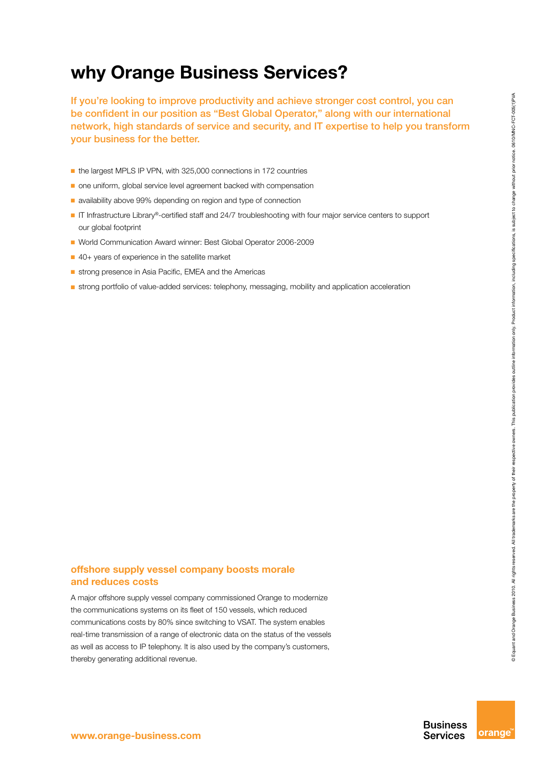# why Orange Business Services?

**If you're looking to improve productivity and achieve stronger cost control, you can be confident in our position as "Best Global Operator," along with our international network, high standards of service and security, and IT expertise to help you transform your business for the better.**

- the largest MPLS IP VPN, with 325,000 connections in 172 countries
- one uniform, global service level agreement backed with compensation
- availability above 99% depending on region and type of connection
- IT Infrastructure Library®-certified staff and 24/7 troubleshooting with four major service centers to support our global footprint
- World Communication Award winner: Best Global Operator 2006-2009
- 40+ years of experience in the satellite market
- strong presence in Asia Pacific, EMEA and the Americas
- strong portfolio of value-added services: telephony, messaging, mobility and application acceleration

## offshore supply vessel company boosts morale and reduces costs

A major offshore supply vessel company commissioned Orange to modernize the communications systems on its fleet of 150 vessels, which reduced communications costs by 80% since switching to VSAT. The system enables real-time transmission of a range of electronic data on the status of the vessels as well as access to IP telephony. It is also used by the company's customers, thereby generating additional revenue.

© Equant and Orange Business 2010. All rights reserved. All trademarks are the property of their respective owners. This publication provides outline information only. Product information, including specifications, is subject to change without prior notice. 0610/MNC-FCT-005(1)PVA

www.orange-business.com

Business Services

orange™